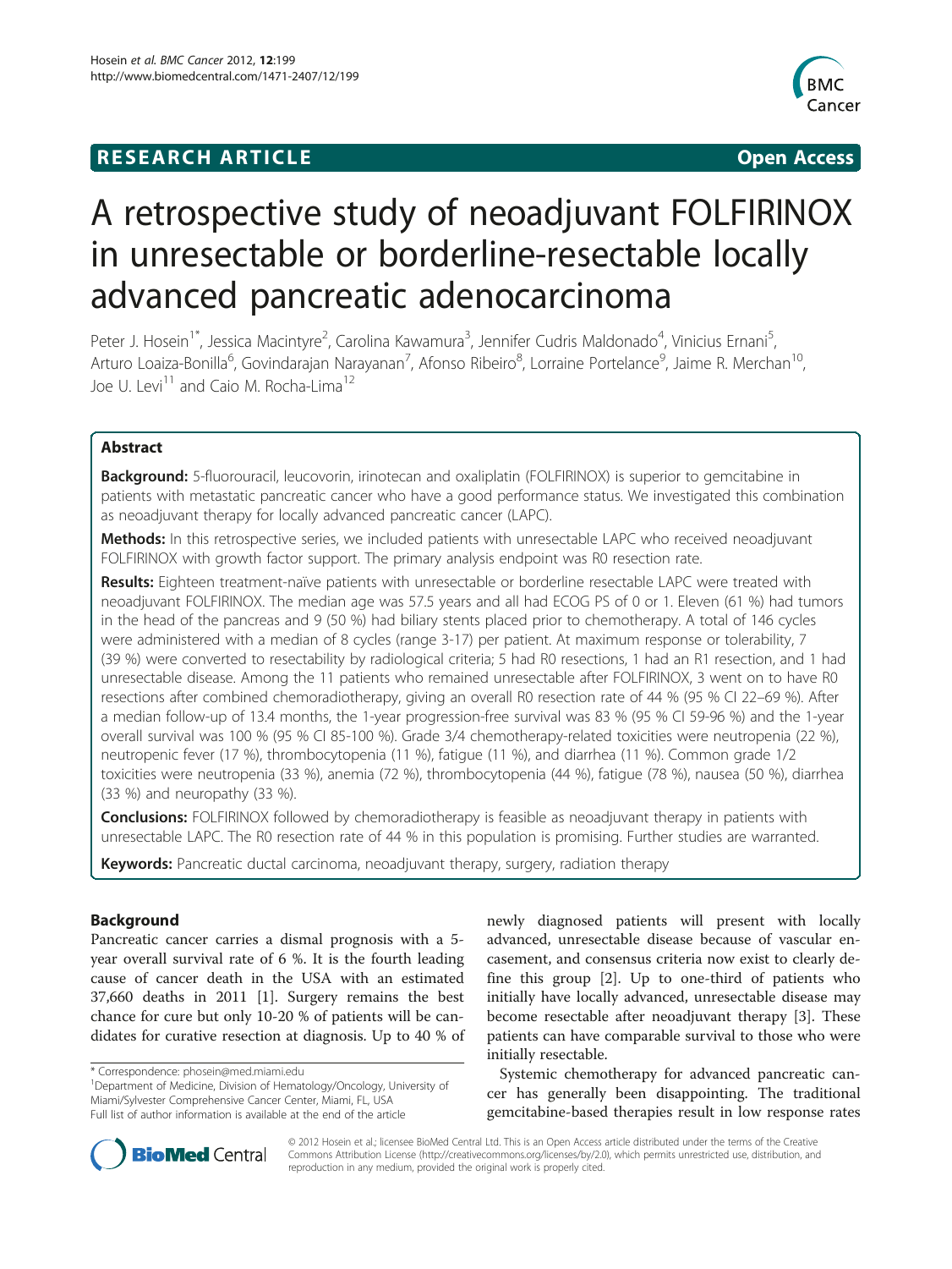RESEARCH ARTICLE **Open Access**

# A retrospective study of neoadjuvant FOLFIRINOX in unresectable or borderline-resectable locally advanced pancreatic adenocarcinoma

Peter J. Hosein[1*], Jessica Macintyre[2], Carolina Kawamura[3], Jennifer Cudris Maldonado[4], Vinicius Ernani[5], Arturo Loaiza-Bonilla[6], Govindarajan Narayanan[7], Afonso Ribeiro[8], Lorraine Portelance[9], Jaime R. Merchan[10], Joe U. Levi[11] and Caio M. Rocha-Lima[12]

## Abstract

**Background:** 5-fluorouracil, leucovorin, irinotecan and oxaliplatin (FOLFIRINOX) is superior to gemcitabine in patients with metastatic pancreatic cancer who have a good performance status. We investigated this combination as neoadjuvant therapy for locally advanced pancreatic cancer (LAPC).

**Methods:** In this retrospective series, we included patients with unresectable LAPC who received neoadjuvant FOLFIRINOX with growth factor support. The primary analysis endpoint was R0 resection rate.

**Results:** Eighteen treatment-naïve patients with unresectable or borderline resectable LAPC were treated with neoadjuvant FOLFIRINOX. The median age was 57.5 years and all had ECOG PS of 0 or 1. Eleven (61 %) had tumors in the head of the pancreas and 9 (50 %) had biliary stents placed prior to chemotherapy. A total of 146 cycles were administered with a median of 8 cycles (range 3-17) per patient. At maximum response or tolerability, 7 (39 %) were converted to resectability by radiological criteria; 5 had R0 resections, 1 had an R1 resection, and 1 had unresectable disease. Among the 11 patients who remained unresectable after FOLFIRINOX, 3 went on to have R0 resections after combined chemoradiotherapy, giving an overall R0 resection rate of 44 % (95 % CI 22–69 %). After a median follow-up of 13.4 months, the 1-year progression-free survival was 83 % (95 % CI 59-96 %) and the 1-year overall survival was 100 % (95 % CI 85-100 %). Grade 3/4 chemotherapy-related toxicities were neutropenia (22 %), neutropenic fever (17 %), thrombocytopenia (11 %), fatigue (11 %), and diarrhea (11 %). Common grade 1/2 toxicities were neutropenia (33 %), anemia (72 %), thrombocytopenia (44 %), fatigue (78 %), nausea (50 %), diarrhea (33 %) and neuropathy (33 %).

**Conclusions:** FOLFIRINOX followed by chemoradiotherapy is feasible as neoadjuvant therapy in patients with unresectable LAPC. The R0 resection rate of 44 % in this population is promising. Further studies are warranted.

**Keywords:** Pancreatic ductal carcinoma, neoadjuvant therapy, surgery, radiation therapy

## Background

Pancreatic cancer carries a dismal prognosis with a 5-year overall survival rate of 6 %. It is the fourth leading cause of cancer death in the USA with an estimated 37,660 deaths in 2011 [1]. Surgery remains the best chance for cure but only 10-20 % of patients will be candidates for curative resection at diagnosis. Up to 40 % of newly diagnosed patients will present with locally advanced, unresectable disease because of vascular encasement, and consensus criteria now exist to clearly define this group [2]. Up to one-third of patients who initially have locally advanced, unresectable disease may become resectable after neoadjuvant therapy [3]. These patients can have comparable survival to those who were initially resectable.

Systemic chemotherapy for advanced pancreatic cancer has generally been disappointing. The traditional gemcitabine-based therapies result in low response rates

\* Correspondence: phosein@med.miami.edu

[1]Department of Medicine, Division of Hematology/Oncology, University of Miami/Sylvester Comprehensive Cancer Center, Miami, FL, USA

Full list of author information is available at the end of the article

© 2012 Hosein et al.; licensee BioMed Central Ltd. This is an Open Access article distributed under the terms of the Creative Commons Attribution License (http://creativecommons.org/licenses/by/2.0), which permits unrestricted use, distribution, and reproduction in any medium, provided the original work is properly cited.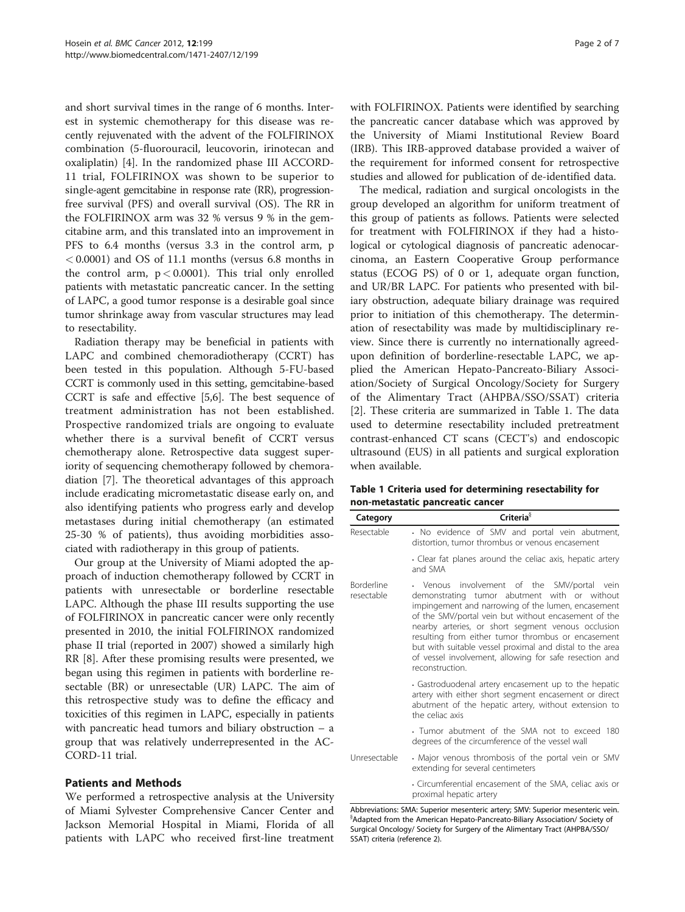and short survival times in the range of 6 months. Interest in systemic chemotherapy for this disease was recently rejuvenated with the advent of the FOLFIRINOX combination (5-fluorouracil, leucovorin, irinotecan and oxaliplatin) [4]. In the randomized phase III ACCORD-11 trial, FOLFIRINOX was shown to be superior to single-agent gemcitabine in response rate (RR), progression-free survival (PFS) and overall survival (OS). The RR in the FOLFIRINOX arm was 32 % versus 9 % in the gemcitabine arm, and this translated into an improvement in PFS to 6.4 months (versus 3.3 in the control arm, $p < 0.0001$) and OS of 11.1 months (versus 6.8 months in the control arm, $p < 0.0001$). This trial only enrolled patients with metastatic pancreatic cancer. In the setting of LAPC, a good tumor response is a desirable goal since tumor shrinkage away from vascular structures may lead to resectability.

Radiation therapy may be beneficial in patients with LAPC and combined chemoradiotherapy (CCRT) has been tested in this population. Although 5-FU-based CCRT is commonly used in this setting, gemcitabine-based CCRT is safe and effective [5,6]. The best sequence of treatment administration has not been established. Prospective randomized trials are ongoing to evaluate whether there is a survival benefit of CCRT versus chemotherapy alone. Retrospective data suggest superiority of sequencing chemotherapy followed by chemoradiation [7]. The theoretical advantages of this approach include eradicating micrometastatic disease early on, and also identifying patients who progress early and develop metastases during initial chemotherapy (an estimated 25-30 % of patients), thus avoiding morbidities associated with radiotherapy in this group of patients.

Our group at the University of Miami adopted the approach of induction chemotherapy followed by CCRT in patients with unresectable or borderline resectable LAPC. Although the phase III results supporting the use of FOLFIRINOX in pancreatic cancer were only recently presented in 2010, the initial FOLFIRINOX randomized phase II trial (reported in 2007) showed a similarly high RR [8]. After these promising results were presented, we began using this regimen in patients with borderline resectable (BR) or unresectable (UR) LAPC. The aim of this retrospective study was to define the efficacy and toxicities of this regimen in LAPC, especially in patients with pancreatic head tumors and biliary obstruction – a group that was relatively underrepresented in the ACCORD-11 trial.

## Patients and Methods

We performed a retrospective analysis at the University of Miami Sylvester Comprehensive Cancer Center and Jackson Memorial Hospital in Miami, Florida of all patients with LAPC who received first-line treatment with FOLFIRINOX. Patients were identified by searching the pancreatic cancer database which was approved by the University of Miami Institutional Review Board (IRB). This IRB-approved database provided a waiver of the requirement for informed consent for retrospective studies and allowed for publication of de-identified data.

The medical, radiation and surgical oncologists in the group developed an algorithm for uniform treatment of this group of patients as follows. Patients were selected for treatment with FOLFIRINOX if they had a histological or cytological diagnosis of pancreatic adenocarcinoma, an Eastern Cooperative Group performance status (ECOG PS) of 0 or 1, adequate organ function, and UR/BR LAPC. For patients who presented with biliary obstruction, adequate biliary drainage was required prior to initiation of this chemotherapy. The determination of resectability was made by multidisciplinary review. Since there is currently no internationally agreed-upon definition of borderline-resectable LAPC, we applied the American Hepato-Pancreato-Biliary Association/Society of Surgical Oncology/Society for Surgery of the Alimentary Tract (AHPBA/SSO/SSAT) criteria [2]. These criteria are summarized in Table 1. The data used to determine resectability included pretreatment contrast-enhanced CT scans (CECT's) and endoscopic ultrasound (EUS) in all patients and surgical exploration when available.

**Table 1 Criteria used for determining resectability for non-metastatic pancreatic cancer**

| Category | Criteria[§] |
| --- | --- |
| Resectable | · No evidence of SMV and portal vein abutment, distortion, tumor thrombus or venous encasement |
| | · Clear fat planes around the celiac axis, hepatic artery and SMA |
| Borderline resectable | · Venous involvement of the SMV/portal vein demonstrating tumor abutment with or without impingement and narrowing of the lumen, encasement of the SMV/portal vein but without encasement of the nearby arteries, or short segment venous occlusion resulting from either tumor thrombus or encasement but with suitable vessel proximal and distal to the area of vessel involvement, allowing for safe resection and reconstruction. |
| | · Gastroduodenal artery encasement up to the hepatic artery with either short segment encasement or direct abutment of the hepatic artery, without extension to the celiac axis |
| | · Tumor abutment of the SMA not to exceed 180 degrees of the circumference of the vessel wall |
| Unresectable | · Major venous thrombosis of the portal vein or SMV extending for several centimeters |
| | · Circumferential encasement of the SMA, celiac axis or proximal hepatic artery |

Abbreviations: SMA: Superior mesenteric artery; SMV: Superior mesenteric vein.
[§]Adapted from the American Hepato-Pancreato-Biliary Association/ Society of Surgical Oncology/ Society for Surgery of the Alimentary Tract (AHPBA/SSO/SSAT) criteria (reference 2).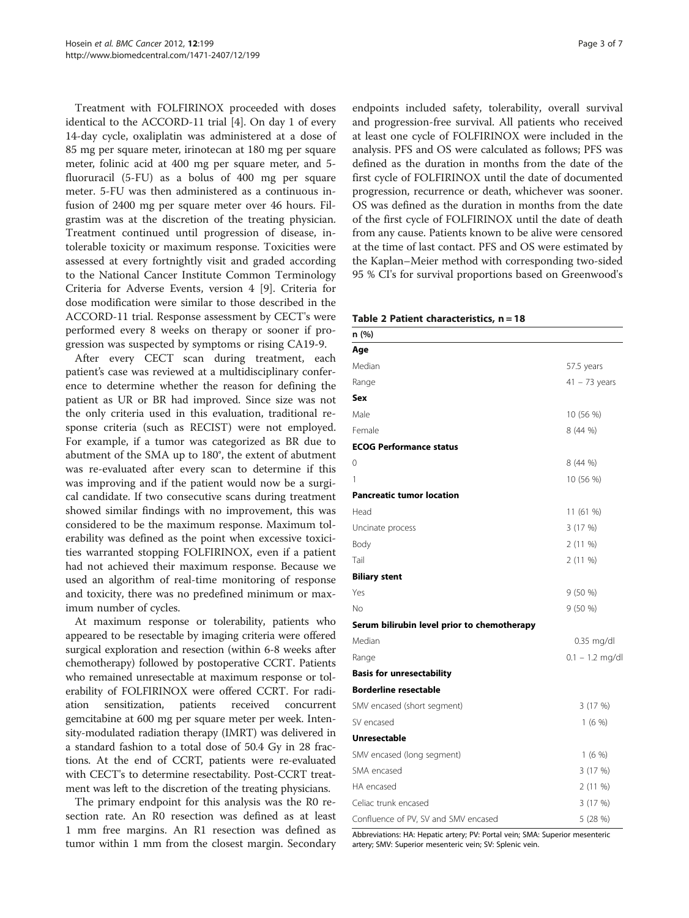Treatment with FOLFIRINOX proceeded with doses identical to the ACCORD-11 trial [4]. On day 1 of every 14-day cycle, oxaliplatin was administered at a dose of 85 mg per square meter, irinotecan at 180 mg per square meter, folinic acid at 400 mg per square meter, and 5-fluoruracil (5-FU) as a bolus of 400 mg per square meter. 5-FU was then administered as a continuous infusion of 2400 mg per square meter over 46 hours. Filgrastim was at the discretion of the treating physician. Treatment continued until progression of disease, intolerable toxicity or maximum response. Toxicities were assessed at every fortnightly visit and graded according to the National Cancer Institute Common Terminology Criteria for Adverse Events, version 4 [9]. Criteria for dose modification were similar to those described in the ACCORD-11 trial. Response assessment by CECT's were performed every 8 weeks on therapy or sooner if progression was suspected by symptoms or rising CA19-9.

After every CECT scan during treatment, each patient's case was reviewed at a multidisciplinary conference to determine whether the reason for defining the patient as UR or BR had improved. Since size was not the only criteria used in this evaluation, traditional response criteria (such as RECIST) were not employed. For example, if a tumor was categorized as BR due to abutment of the SMA up to 180°, the extent of abutment was re-evaluated after every scan to determine if this was improving and if the patient would now be a surgical candidate. If two consecutive scans during treatment showed similar findings with no improvement, this was considered to be the maximum response. Maximum tolerability was defined as the point when excessive toxicities warranted stopping FOLFIRINOX, even if a patient had not achieved their maximum response. Because we used an algorithm of real-time monitoring of response and toxicity, there was no predefined minimum or maximum number of cycles.

At maximum response or tolerability, patients who appeared to be resectable by imaging criteria were offered surgical exploration and resection (within 6-8 weeks after chemotherapy) followed by postoperative CCRT. Patients who remained unresectable at maximum response or tolerability of FOLFIRINOX were offered CCRT. For radiation sensitization, patients received concurrent gemcitabine at 600 mg per square meter per week. Intensity-modulated radiation therapy (IMRT) was delivered in a standard fashion to a total dose of 50.4 Gy in 28 fractions. At the end of CCRT, patients were re-evaluated with CECT's to determine resectability. Post-CCRT treatment was left to the discretion of the treating physicians.

The primary endpoint for this analysis was the R0 resection rate. An R0 resection was defined as at least 1 mm free margins. An R1 resection was defined as tumor within 1 mm from the closest margin. Secondary endpoints included safety, tolerability, overall survival and progression-free survival. All patients who received at least one cycle of FOLFIRINOX were included in the analysis. PFS and OS were calculated as follows; PFS was defined as the duration in months from the date of the first cycle of FOLFIRINOX until the date of documented progression, recurrence or death, whichever was sooner. OS was defined as the duration in months from the date of the first cycle of FOLFIRINOX until the date of death from any cause. Patients known to be alive were censored at the time of last contact. PFS and OS were estimated by the Kaplan–Meier method with corresponding two-sided 95 % CI's for survival proportions based on Greenwood's

**Table 2 Patient characteristics, n = 18**

| n (%) | |
|---|---|
| **Age** | |
| Median | 57.5 years |
| Range | 41 – 73 years |
| **Sex** | |
| Male | 10 (56 %) |
| Female | 8 (44 %) |
| **ECOG Performance status** | |
| 0 | 8 (44 %) |
| 1 | 10 (56 %) |
| **Pancreatic tumor location** | |
| Head | 11 (61 %) |
| Uncinate process | 3 (17 %) |
| Body | 2 (11 %) |
| Tail | 2 (11 %) |
| **Biliary stent** | |
| Yes | 9 (50 %) |
| No | 9 (50 %) |
| **Serum bilirubin level prior to chemotherapy** | |
| Median | 0.35 mg/dl |
| Range | 0.1 – 1.2 mg/dl |
| **Basis for unresectability** | |
| **Borderline resectable** | |
| SMV encased (short segment) | 3 (17 %) |
| SV encased | 1 (6 %) |
| **Unresectable** | |
| SMV encased (long segment) | 1 (6 %) |
| SMA encased | 3 (17 %) |
| HA encased | 2 (11 %) |
| Celiac trunk encased | 3 (17 %) |
| Confluence of PV, SV and SMV encased | 5 (28 %) |

Abbreviations: HA: Hepatic artery; PV: Portal vein; SMA: Superior mesenteric artery; SMV: Superior mesenteric vein; SV: Splenic vein.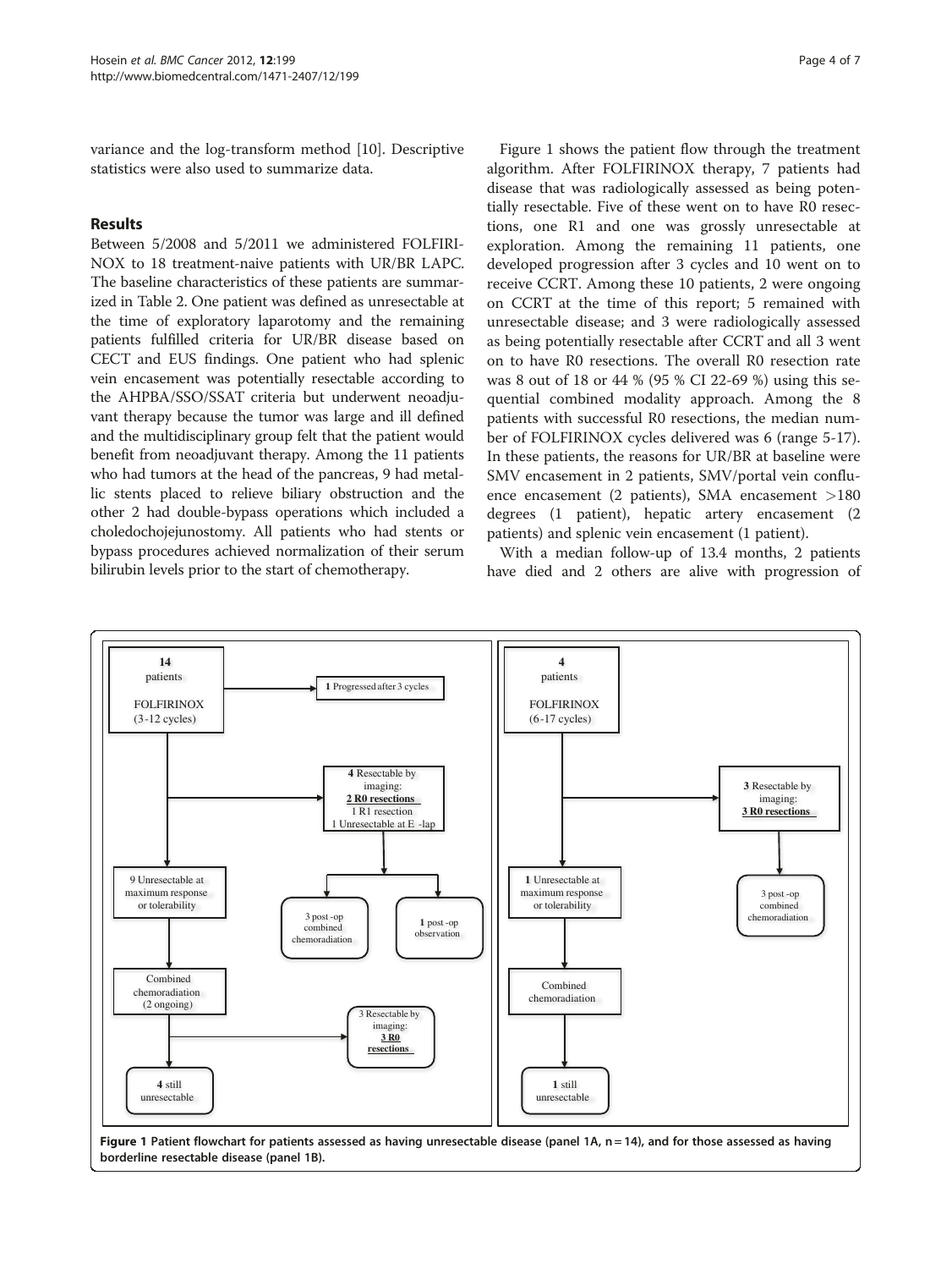variance and the log-transform method [10]. Descriptive statistics were also used to summarize data.

## Results

Between 5/2008 and 5/2011 we administered FOLFIRINOX to 18 treatment-naive patients with UR/BR LAPC. The baseline characteristics of these patients are summarized in Table 2. One patient was defined as unresectable at the time of exploratory laparotomy and the remaining patients fulfilled criteria for UR/BR disease based on CECT and EUS findings. One patient who had splenic vein encasement was potentially resectable according to the AHPBA/SSO/SSAT criteria but underwent neoadjuvant therapy because the tumor was large and ill defined and the multidisciplinary group felt that the patient would benefit from neoadjuvant therapy. Among the 11 patients who had tumors at the head of the pancreas, 9 had metallic stents placed to relieve biliary obstruction and the other 2 had double-bypass operations which included a choledochojejunostomy. All patients who had stents or bypass procedures achieved normalization of their serum bilirubin levels prior to the start of chemotherapy.

Figure 1 shows the patient flow through the treatment algorithm. After FOLFIRINOX therapy, 7 patients had disease that was radiologically assessed as being potentially resectable. Five of these went on to have R0 resections, one R1 and one was grossly unresectable at exploration. Among the remaining 11 patients, one developed progression after 3 cycles and 10 went on to receive CCRT. Among these 10 patients, 2 were ongoing on CCRT at the time of this report; 5 remained with unresectable disease; and 3 were radiologically assessed as being potentially resectable after CCRT and all 3 went on to have R0 resections. The overall R0 resection rate was 8 out of 18 or 44 % (95 % CI 22-69 %) using this sequential combined modality approach. Among the 8 patients with successful R0 resections, the median number of FOLFIRINOX cycles delivered was 6 (range 5-17). In these patients, the reasons for UR/BR at baseline were SMV encasement in 2 patients, SMV/portal vein confluence encasement (2 patients), SMA encasement >180 degrees (1 patient), hepatic artery encasement (2 patients) and splenic vein encasement (1 patient).

With a median follow-up of 13.4 months, 2 patients have died and 2 others are alive with progression of

**Figure 1 Patient flowchart for patients assessed as having unresectable disease (panel 1A, n = 14), and for those assessed as having borderline resectable disease (panel 1B).**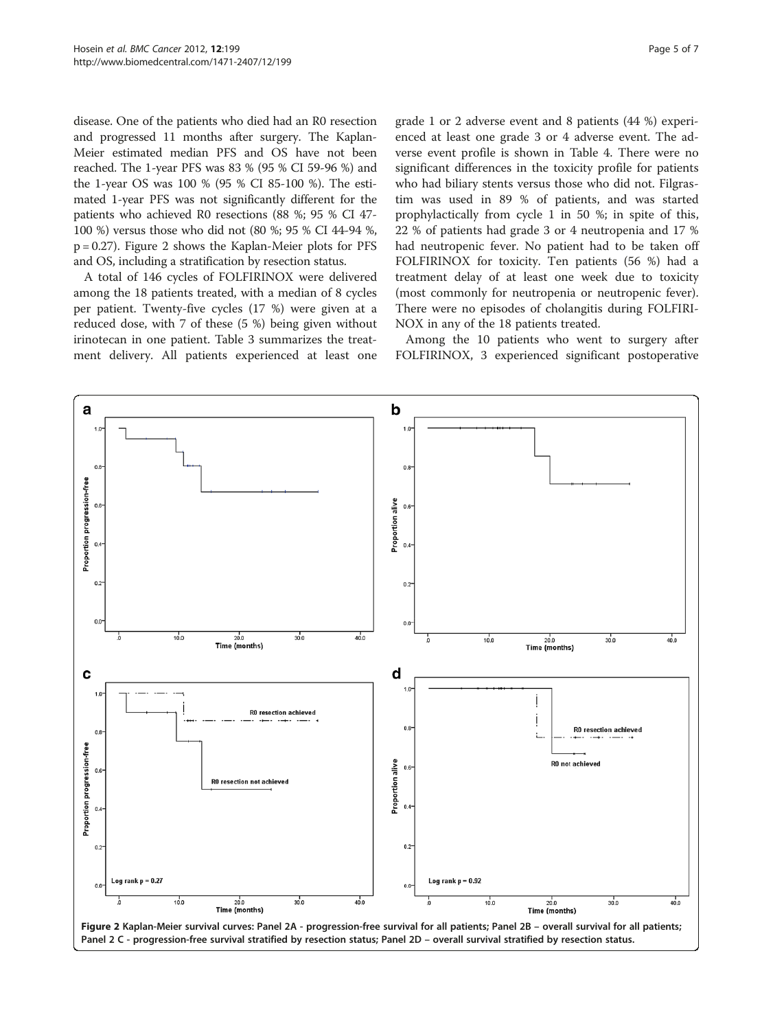disease. One of the patients who died had an R0 resection and progressed 11 months after surgery. The Kaplan-Meier estimated median PFS and OS have not been reached. The 1-year PFS was 83 % (95 % CI 59-96 %) and the 1-year OS was 100 % (95 % CI 85-100 %). The estimated 1-year PFS was not significantly different for the patients who achieved R0 resections (88 %; 95 % CI 47-100 %) versus those who did not (80 %; 95 % CI 44-94 %, p = 0.27). Figure 2 shows the Kaplan-Meier plots for PFS and OS, including a stratification by resection status.

A total of 146 cycles of FOLFIRINOX were delivered among the 18 patients treated, with a median of 8 cycles per patient. Twenty-five cycles (17 %) were given at a reduced dose, with 7 of these (5 %) being given without irinotecan in one patient. Table 3 summarizes the treatment delivery. All patients experienced at least one grade 1 or 2 adverse event and 8 patients (44 %) experienced at least one grade 3 or 4 adverse event. The adverse event profile is shown in Table 4. There were no significant differences in the toxicity profile for patients who had biliary stents versus those who did not. Filgrastim was used in 89 % of patients, and was started prophylactically from cycle 1 in 50 %; in spite of this, 22 % of patients had grade 3 or 4 neutropenia and 17 % had neutropenic fever. No patient had to be taken off FOLFIRINOX for toxicity. Ten patients (56 %) had a treatment delay of at least one week due to toxicity (most commonly for neutropenia or neutropenic fever). There were no episodes of cholangitis during FOLFIRINOX in any of the 18 patients treated.

Among the 10 patients who went to surgery after FOLFIRINOX, 3 experienced significant postoperative

**Figure 2** Kaplan-Meier survival curves: Panel 2A - progression-free survival for all patients; Panel 2B – overall survival for all patients; Panel 2 C - progression-free survival stratified by resection status; Panel 2D – overall survival stratified by resection status.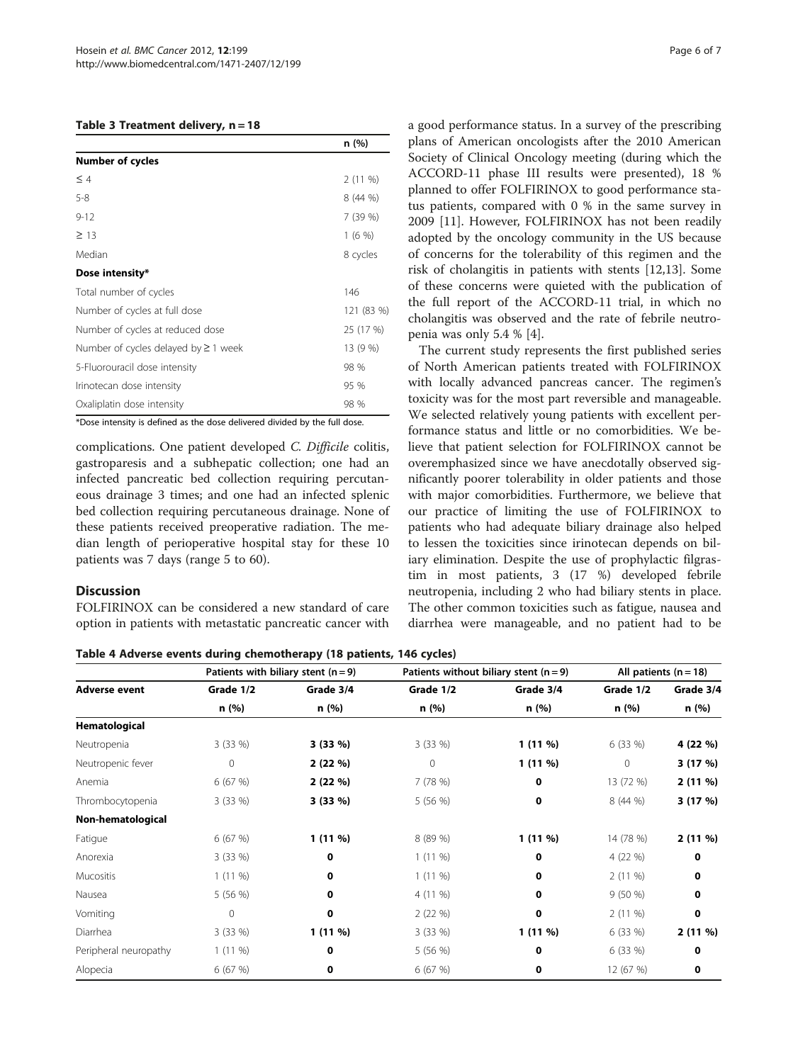**Table 3 Treatment delivery, n = 18**

| | n (%) |
|---|---|
| **Number of cycles** | |
| ≤ 4 | 2 (11 %) |
| 5-8 | 8 (44 %) |
| 9-12 | 7 (39 %) |
| ≥ 13 | 1 (6 %) |
| Median | 8 cycles |
| **Dose intensity*** | |
| Total number of cycles | 146 |
| Number of cycles at full dose | 121 (83 %) |
| Number of cycles at reduced dose | 25 (17 %) |
| Number of cycles delayed by ≥ 1 week | 13 (9 %) |
| 5-Fluorouracil dose intensity | 98 % |
| Irinotecan dose intensity | 95 % |
| Oxaliplatin dose intensity | 98 % |

*Dose intensity is defined as the dose delivered divided by the full dose.

complications. One patient developed *C. Difficile* colitis, gastroparesis and a subhepatic collection; one had an infected pancreatic bed collection requiring percutaneous drainage 3 times; and one had an infected splenic bed collection requiring percutaneous drainage. None of these patients received preoperative radiation. The median length of perioperative hospital stay for these 10 patients was 7 days (range 5 to 60).

## Discussion

FOLFIRINOX can be considered a new standard of care option in patients with metastatic pancreatic cancer with a good performance status. In a survey of the prescribing plans of American oncologists after the 2010 American Society of Clinical Oncology meeting (during which the ACCORD-11 phase III results were presented), 18 % planned to offer FOLFIRINOX to good performance status patients, compared with 0 % in the same survey in 2009 [11]. However, FOLFIRINOX has not been readily adopted by the oncology community in the US because of concerns for the tolerability of this regimen and the risk of cholangitis in patients with stents [12,13]. Some of these concerns were quieted with the publication of the full report of the ACCORD-11 trial, in which no cholangitis was observed and the rate of febrile neutropenia was only 5.4 % [4].

The current study represents the first published series of North American patients treated with FOLFIRINOX with locally advanced pancreas cancer. The regimen's toxicity was for the most part reversible and manageable. We selected relatively young patients with excellent performance status and little or no comorbidities. We believe that patient selection for FOLFIRINOX cannot be overemphasized since we have anecdotally observed significantly poorer tolerability in older patients and those with major comorbidities. Furthermore, we believe that our practice of limiting the use of FOLFIRINOX to patients who had adequate biliary drainage also helped to lessen the toxicities since irinotecan depends on biliary elimination. Despite the use of prophylactic filgrastim in most patients, 3 (17 %) developed febrile neutropenia, including 2 who had biliary stents in place. The other common toxicities such as fatigue, nausea and diarrhea were manageable, and no patient had to be

**Table 4 Adverse events during chemotherapy (18 patients, 146 cycles)**

| | Patients with biliary stent (n = 9) | | Patients without biliary stent (n = 9) | | All patients (n = 18) | |
|---|---|---|---|---|---|---|
| **Adverse event** | Grade 1/2 | Grade 3/4 | Grade 1/2 | Grade 3/4 | Grade 1/2 | Grade 3/4 |
| | n (%) | n (%) | n (%) | n (%) | n (%) | n (%) |
| **Hematological** | | | | | | |
| Neutropenia | 3 (33 %) | **3 (33 %)** | 3 (33 %) | **1 (11 %)** | 6 (33 %) | **4 (22 %)** |
| Neutropenic fever | 0 | **2 (22 %)** | 0 | **1 (11 %)** | 0 | **3 (17 %)** |
| Anemia | 6 (67 %) | **2 (22 %)** | 7 (78 %) | **0** | 13 (72 %) | **2 (11 %)** |
| Thrombocytopenia | 3 (33 %) | **3 (33 %)** | 5 (56 %) | **0** | 8 (44 %) | **3 (17 %)** |
| **Non-hematological** | | | | | | |
| Fatigue | 6 (67 %) | **1 (11 %)** | 8 (89 %) | **1 (11 %)** | 14 (78 %) | **2 (11 %)** |
| Anorexia | 3 (33 %) | **0** | 1 (11 %) | **0** | 4 (22 %) | **0** |
| Mucositis | 1 (11 %) | **0** | 1 (11 %) | **0** | 2 (11 %) | **0** |
| Nausea | 5 (56 %) | **0** | 4 (11 %) | **0** | 9 (50 %) | **0** |
| Vomiting | 0 | **0** | 2 (22 %) | **0** | 2 (11 %) | **0** |
| Diarrhea | 3 (33 %) | **1 (11 %)** | 3 (33 %) | **1 (11 %)** | 6 (33 %) | **2 (11 %)** |
| Peripheral neuropathy | 1 (11 %) | **0** | 5 (56 %) | **0** | 6 (33 %) | **0** |
| Alopecia | 6 (67 %) | **0** | 6 (67 %) | **0** | 12 (67 %) | **0** |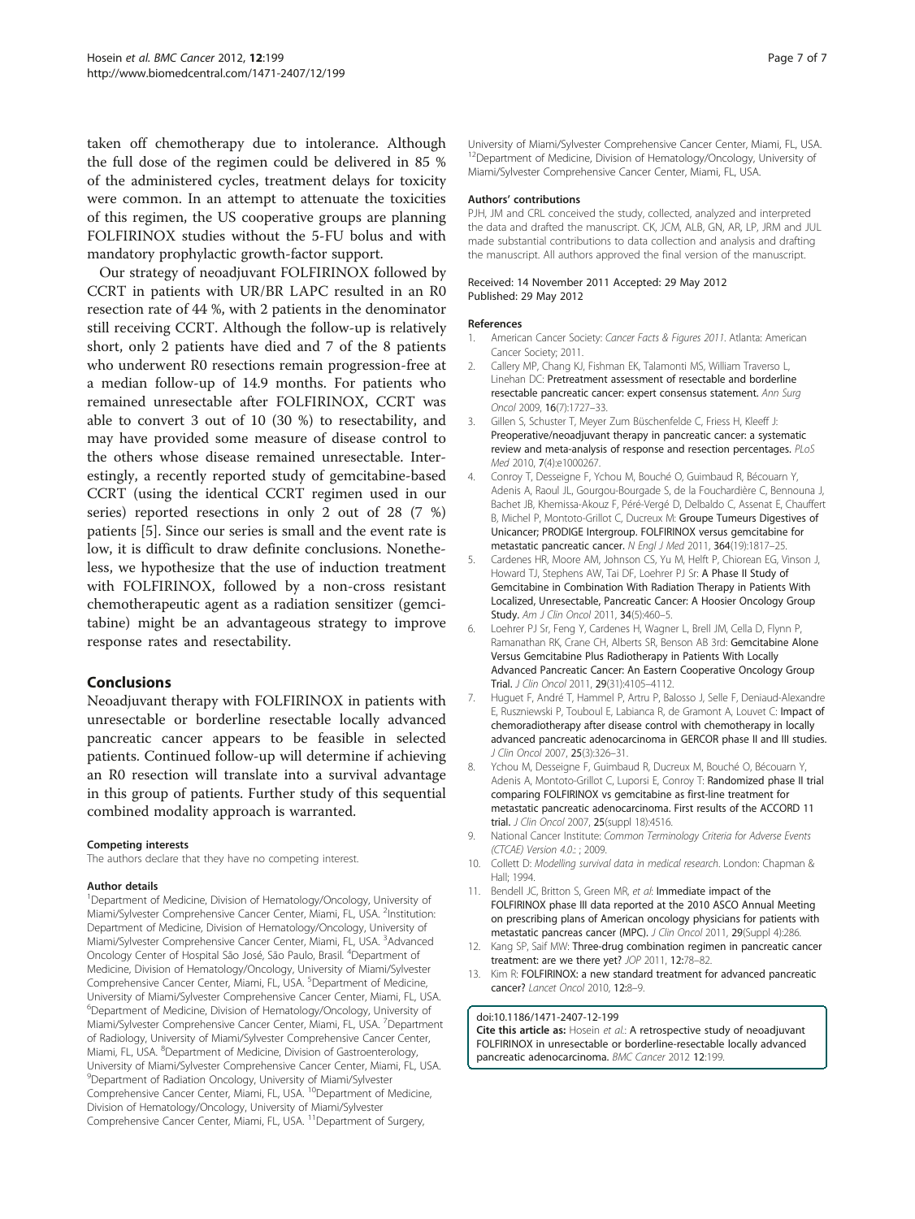taken off chemotherapy due to intolerance. Although the full dose of the regimen could be delivered in 85 % of the administered cycles, treatment delays for toxicity were common. In an attempt to attenuate the toxicities of this regimen, the US cooperative groups are planning FOLFIRINOX studies without the 5-FU bolus and with mandatory prophylactic growth-factor support.

Our strategy of neoadjuvant FOLFIRINOX followed by CCRT in patients with UR/BR LAPC resulted in an R0 resection rate of 44 %, with 2 patients in the denominator still receiving CCRT. Although the follow-up is relatively short, only 2 patients have died and 7 of the 8 patients who underwent R0 resections remain progression-free at a median follow-up of 14.9 months. For patients who remained unresectable after FOLFIRINOX, CCRT was able to convert 3 out of 10 (30 %) to resectability, and may have provided some measure of disease control to the others whose disease remained unresectable. Interestingly, a recently reported study of gemcitabine-based CCRT (using the identical CCRT regimen used in our series) reported resections in only 2 out of 28 (7 %) patients [5]. Since our series is small and the event rate is low, it is difficult to draw definite conclusions. Nonetheless, we hypothesize that the use of induction treatment with FOLFIRINOX, followed by a non-cross resistant chemotherapeutic agent as a radiation sensitizer (gemcitabine) might be an advantageous strategy to improve response rates and resectability.

## Conclusions

Neoadjuvant therapy with FOLFIRINOX in patients with unresectable or borderline resectable locally advanced pancreatic cancer appears to be feasible in selected patients. Continued follow-up will determine if achieving an R0 resection will translate into a survival advantage in this group of patients. Further study of this sequential combined modality approach is warranted.

#### Competing interests

The authors declare that they have no competing interest.

#### Author details

[1]Department of Medicine, Division of Hematology/Oncology, University of Miami/Sylvester Comprehensive Cancer Center, Miami, FL, USA. [2]Institution: Department of Medicine, Division of Hematology/Oncology, University of Miami/Sylvester Comprehensive Cancer Center, Miami, FL, USA. [3]Advanced Oncology Center of Hospital São José, São Paulo, Brasil. [4]Department of Medicine, Division of Hematology/Oncology, University of Miami/Sylvester Comprehensive Cancer Center, Miami, FL, USA. [5]Department of Medicine, University of Miami/Sylvester Comprehensive Cancer Center, Miami, FL, USA. [6]Department of Medicine, Division of Hematology/Oncology, University of Miami/Sylvester Comprehensive Cancer Center, Miami, FL, USA. [7]Department of Radiology, University of Miami/Sylvester Comprehensive Cancer Center, Miami, FL, USA. [8]Department of Medicine, Division of Gastroenterology, University of Miami/Sylvester Comprehensive Cancer Center, Miami, FL, USA. [9]Department of Radiation Oncology, University of Miami/Sylvester Comprehensive Cancer Center, Miami, FL, USA. [10]Department of Medicine, Division of Hematology/Oncology, University of Miami/Sylvester Comprehensive Cancer Center, Miami, FL, USA. [11]Department of Surgery, University of Miami/Sylvester Comprehensive Cancer Center, Miami, FL, USA. [12]Department of Medicine, Division of Hematology/Oncology, University of Miami/Sylvester Comprehensive Cancer Center, Miami, FL, USA.

#### Authors' contributions

PJH, JM and CRL conceived the study, collected, analyzed and interpreted the data and drafted the manuscript. CK, JCM, ALB, GN, AR, LP, JRM and JUL made substantial contributions to data collection and analysis and drafting the manuscript. All authors approved the final version of the manuscript.

Received: 14 November 2011 Accepted: 29 May 2012
Published: 29 May 2012

#### References

1. American Cancer Society: *Cancer Facts & Figures 2011*. Atlanta: American Cancer Society; 2011.
2. Callery MP, Chang KJ, Fishman EK, Talamonti MS, William Traverso L, Linehan DC: **Pretreatment assessment of resectable and borderline resectable pancreatic cancer: expert consensus statement.** *Ann Surg Oncol* 2009, **16**(7):1727–33.
3. Gillen S, Schuster T, Meyer Zum Büschenfelde C, Friess H, Kleeff J: **Preoperative/neoadjuvant therapy in pancreatic cancer: a systematic review and meta-analysis of response and resection percentages.** *PLoS Med* 2010, **7**(4):e1000267.
4. Conroy T, Desseigne F, Ychou M, Bouché O, Guimbaud R, Bécouarn Y, Adenis A, Raoul JL, Gourgou-Bourgade S, de la Fouchardière C, Bennouna J, Bachet JB, Khemissa-Akouz F, Péré-Vergé D, Delbaldo C, Assenat E, Chauffert B, Michel P, Montoto-Grillot C, Ducreux M: **Groupe Tumeurs Digestives of Unicancer; PRODIGE Intergroup. FOLFIRINOX versus gemcitabine for metastatic pancreatic cancer.** *N Engl J Med* 2011, **364**(19):1817–25.
5. Cardenes HR, Moore AM, Johnson CS, Yu M, Helft P, Chiorean EG, Vinson J, Howard TJ, Stephens AW, Tai DF, Loehrer PJ Sr: **A Phase II Study of Gemcitabine in Combination With Radiation Therapy in Patients With Localized, Unresectable, Pancreatic Cancer: A Hoosier Oncology Group Study.** *Am J Clin Oncol* 2011, **34**(5):460–5.
6. Loehrer PJ Sr, Feng Y, Cardenes H, Wagner L, Brell JM, Cella D, Flynn P, Ramanathan RK, Crane CH, Alberts SR, Benson AB 3rd: **Gemcitabine Alone Versus Gemcitabine Plus Radiotherapy in Patients With Locally Advanced Pancreatic Cancer: An Eastern Cooperative Oncology Group Trial.** *J Clin Oncol* 2011, **29**(31):4105–4112.
7. Huguet F, André T, Hammel P, Artru P, Balosso J, Selle F, Deniaud-Alexandre E, Ruszniewski P, Touboul E, Labianca R, de Gramont A, Louvet C: **Impact of chemoradiotherapy after disease control with chemotherapy in locally advanced pancreatic adenocarcinoma in GERCOR phase II and III studies.** *J Clin Oncol* 2007, **25**(3):326–31.
8. Ychou M, Desseigne F, Guimbaud R, Ducreux M, Bouché O, Bécouarn Y, Adenis A, Montoto-Grillot C, Luporsi E, Conroy T: **Randomized phase II trial comparing FOLFIRINOX vs gemcitabine as first-line treatment for metastatic pancreatic adenocarcinoma. First results of the ACCORD 11 trial.** *J Clin Oncol* 2007, **25**(suppl 18):4516.
9. National Cancer Institute: *Common Terminology Criteria for Adverse Events (CTCAE) Version 4.0.*: ; 2009.
10. Collett D: *Modelling survival data in medical research*. London: Chapman & Hall; 1994.
11. Bendell JC, Britton S, Green MR, *et al*: **Immediate impact of the FOLFIRINOX phase III data reported at the 2010 ASCO Annual Meeting on prescribing plans of American oncology physicians for patients with metastatic pancreas cancer (MPC).** *J Clin Oncol* 2011, **29**(Suppl 4):286.
12. Kang SP, Saif MW: **Three-drug combination regimen in pancreatic cancer treatment: are we there yet?** *JOP* 2011, **12**:78–82.
13. Kim R: **FOLFIRINOX: a new standard treatment for advanced pancreatic cancer?** *Lancet Oncol* 2010, **12**:8–9.

doi:10.1186/1471-2407-12-199
**Cite this article as:** Hosein *et al.*: A retrospective study of neoadjuvant FOLFIRINOX in unresectable or borderline-resectable locally advanced pancreatic adenocarcinoma. *BMC Cancer* 2012 **12**:199.